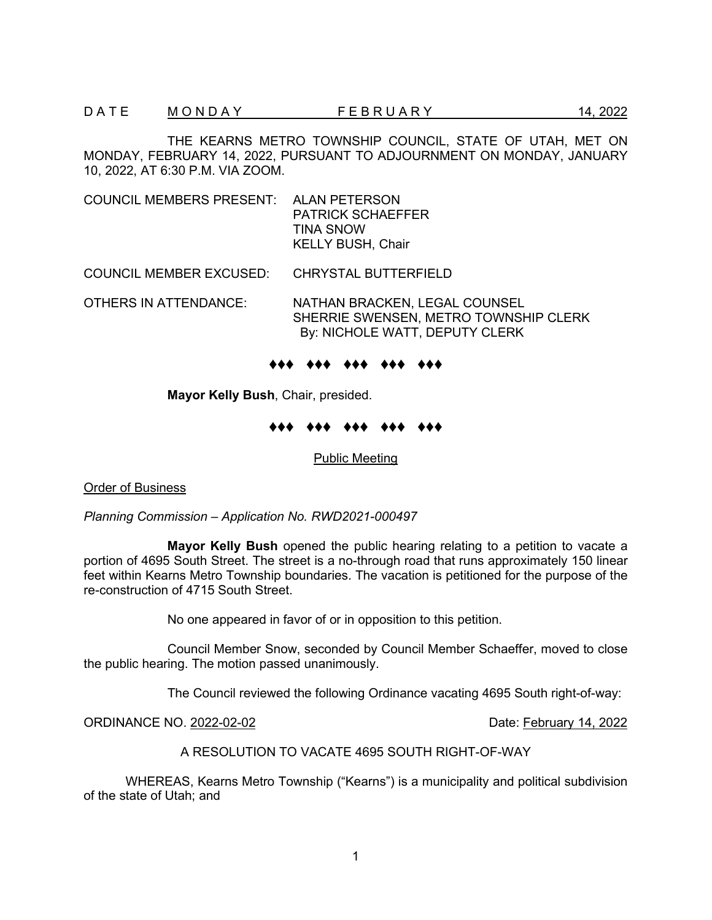DATE MONDAY FEBRUARY 14, 2022

THE KEARNS METRO TOWNSHIP COUNCIL, STATE OF UTAH, MET ON MONDAY, FEBRUARY 14, 2022, PURSUANT TO ADJOURNMENT ON MONDAY, JANUARY 10, 2022, AT 6:30 P.M. VIA ZOOM.

COUNCIL MEMBERS PRESENT: ALAN PETERSON
PATRICK SCHAEFFER
TINA SNOW
KELLY BUSH, Chair

COUNCIL MEMBER EXCUSED: CHRYSTAL BUTTERFIELD

OTHERS IN ATTENDANCE: NATHAN BRACKEN, LEGAL COUNSEL
SHERRIE SWENSEN, METRO TOWNSHIP CLERK
By: NICHOLE WATT, DEPUTY CLERK

♦♦♦ ♦♦♦ ♦♦♦ ♦♦♦ ♦♦♦

**Mayor Kelly Bush**, Chair, presided.

♦♦♦ ♦♦♦ ♦♦♦ ♦♦♦ ♦♦♦

Public Meeting

Order of Business

*Planning Commission – Application No. RWD2021-000497*

**Mayor Kelly Bush** opened the public hearing relating to a petition to vacate a portion of 4695 South Street. The street is a no-through road that runs approximately 150 linear feet within Kearns Metro Township boundaries. The vacation is petitioned for the purpose of the re-construction of 4715 South Street.

No one appeared in favor of or in opposition to this petition.

Council Member Snow, seconded by Council Member Schaeffer, moved to close the public hearing. The motion passed unanimously.

The Council reviewed the following Ordinance vacating 4695 South right-of-way:

ORDINANCE NO. 2022-02-02 Date: February 14, 2022

A RESOLUTION TO VACATE 4695 SOUTH RIGHT-OF-WAY

WHEREAS, Kearns Metro Township ("Kearns") is a municipality and political subdivision of the state of Utah; and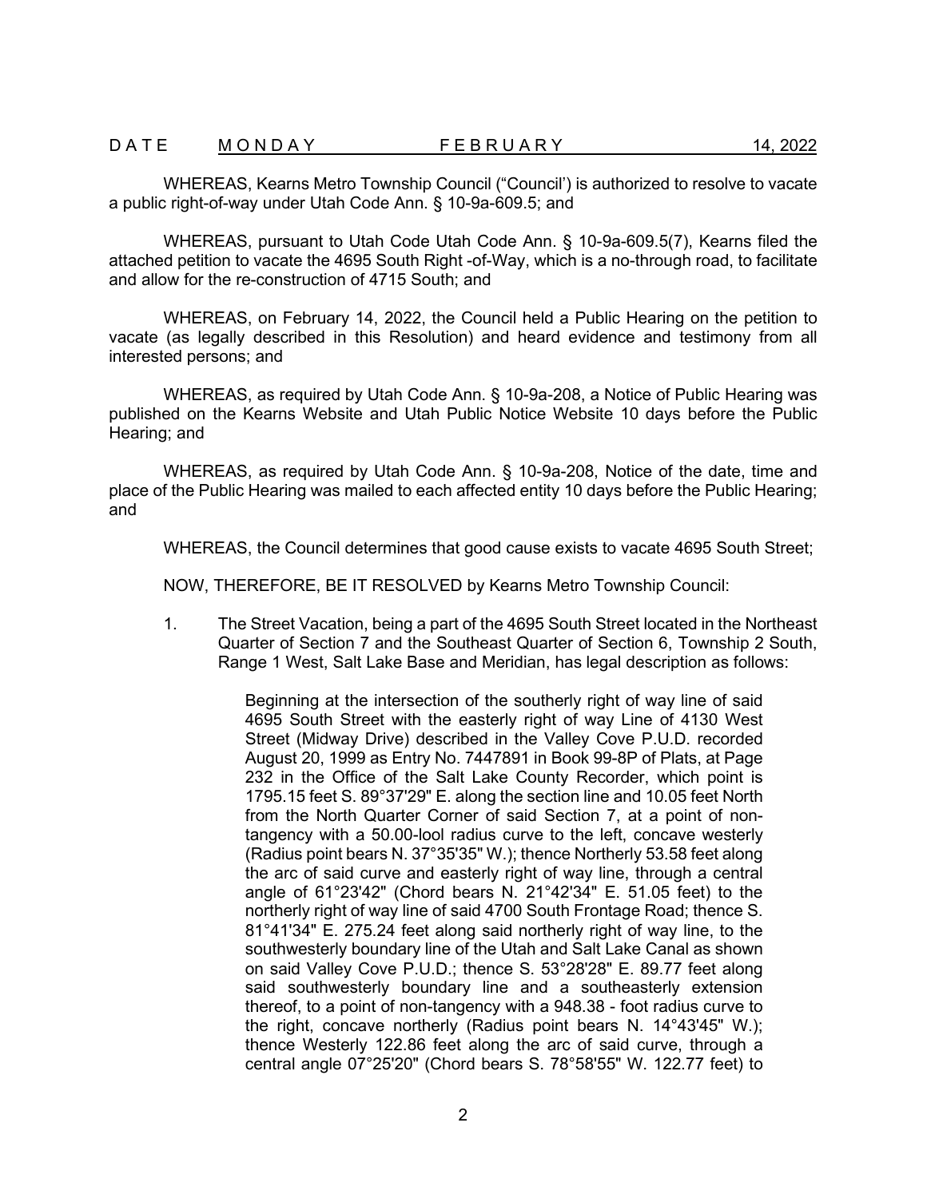DATE MONDAY FEBRUARY 14, 2022

WHEREAS, Kearns Metro Township Council ("Council') is authorized to resolve to vacate a public right-of-way under Utah Code Ann. § 10-9a-609.5; and

WHEREAS, pursuant to Utah Code Utah Code Ann. § 10-9a-609.5(7), Kearns filed the attached petition to vacate the 4695 South Right -of-Way, which is a no-through road, to facilitate and allow for the re-construction of 4715 South; and

WHEREAS, on February 14, 2022, the Council held a Public Hearing on the petition to vacate (as legally described in this Resolution) and heard evidence and testimony from all interested persons; and

WHEREAS, as required by Utah Code Ann. § 10-9a-208, a Notice of Public Hearing was published on the Kearns Website and Utah Public Notice Website 10 days before the Public Hearing; and

WHEREAS, as required by Utah Code Ann. § 10-9a-208, Notice of the date, time and place of the Public Hearing was mailed to each affected entity 10 days before the Public Hearing; and

WHEREAS, the Council determines that good cause exists to vacate 4695 South Street;

NOW, THEREFORE, BE IT RESOLVED by Kearns Metro Township Council:

1. The Street Vacation, being a part of the 4695 South Street located in the Northeast Quarter of Section 7 and the Southeast Quarter of Section 6, Township 2 South, Range 1 West, Salt Lake Base and Meridian, has legal description as follows:

   Beginning at the intersection of the southerly right of way line of said 4695 South Street with the easterly right of way Line of 4130 West Street (Midway Drive) described in the Valley Cove P.U.D. recorded August 20, 1999 as Entry No. 7447891 in Book 99-8P of Plats, at Page 232 in the Office of the Salt Lake County Recorder, which point is 1795.15 feet S. 89°37'29" E. along the section line and 10.05 feet North from the North Quarter Corner of said Section 7, at a point of non-tangency with a 50.00-lool radius curve to the left, concave westerly (Radius point bears N. 37°35'35" W.); thence Northerly 53.58 feet along the arc of said curve and easterly right of way line, through a central angle of 61°23'42" (Chord bears N. 21°42'34" E. 51.05 feet) to the northerly right of way line of said 4700 South Frontage Road; thence S. 81°41'34" E. 275.24 feet along said northerly right of way line, to the southwesterly boundary line of the Utah and Salt Lake Canal as shown on said Valley Cove P.U.D.; thence S. 53°28'28" E. 89.77 feet along said southwesterly boundary line and a southeasterly extension thereof, to a point of non-tangency with a 948.38 - foot radius curve to the right, concave northerly (Radius point bears N. 14°43'45" W.); thence Westerly 122.86 feet along the arc of said curve, through a central angle 07°25'20" (Chord bears S. 78°58'55" W. 122.77 feet) to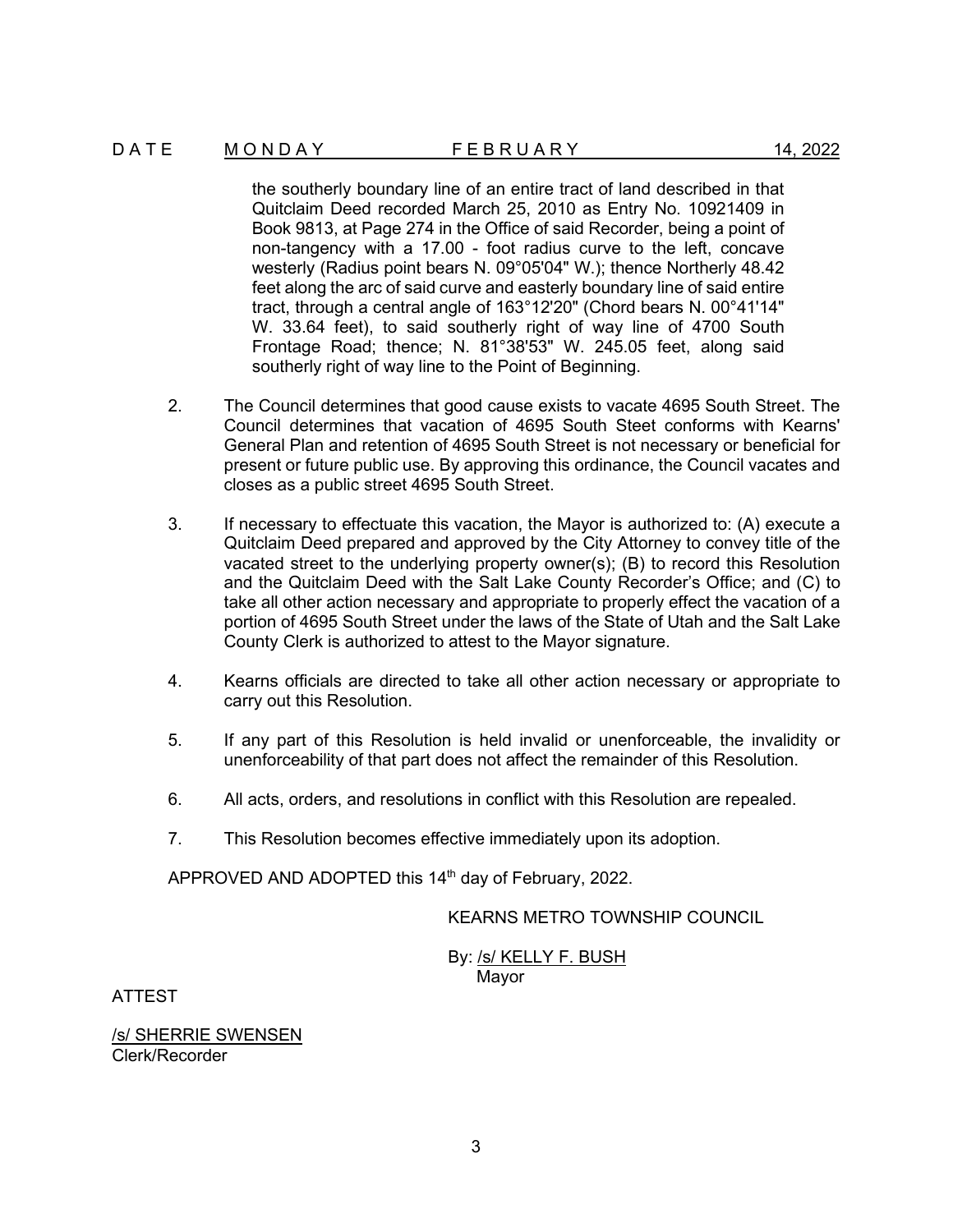the southerly boundary line of an entire tract of land described in that Quitclaim Deed recorded March 25, 2010 as Entry No. 10921409 in Book 9813, at Page 274 in the Office of said Recorder, being a point of non-tangency with a 17.00 - foot radius curve to the left, concave westerly (Radius point bears N. 09°05'04" W.); thence Northerly 48.42 feet along the arc of said curve and easterly boundary line of said entire tract, through a central angle of 163°12'20" (Chord bears N. 00°41'14" W. 33.64 feet), to said southerly right of way line of 4700 South Frontage Road; thence; N. 81°38'53" W. 245.05 feet, along said southerly right of way line to the Point of Beginning.

2. The Council determines that good cause exists to vacate 4695 South Street. The Council determines that vacation of 4695 South Steet conforms with Kearns' General Plan and retention of 4695 South Street is not necessary or beneficial for present or future public use. By approving this ordinance, the Council vacates and closes as a public street 4695 South Street.

3. If necessary to effectuate this vacation, the Mayor is authorized to: (A) execute a Quitclaim Deed prepared and approved by the City Attorney to convey title of the vacated street to the underlying property owner(s); (B) to record this Resolution and the Quitclaim Deed with the Salt Lake County Recorder's Office; and (C) to take all other action necessary and appropriate to properly effect the vacation of a portion of 4695 South Street under the laws of the State of Utah and the Salt Lake County Clerk is authorized to attest to the Mayor signature.

4. Kearns officials are directed to take all other action necessary or appropriate to carry out this Resolution.

5. If any part of this Resolution is held invalid or unenforceable, the invalidity or unenforceability of that part does not affect the remainder of this Resolution.

6. All acts, orders, and resolutions in conflict with this Resolution are repealed.

7. This Resolution becomes effective immediately upon its adoption.

APPROVED AND ADOPTED this 14th day of February, 2022.

KEARNS METRO TOWNSHIP COUNCIL

By: /s/ KELLY F. BUSH
Mayor

ATTEST

/s/ SHERRIE SWENSEN
Clerk/Recorder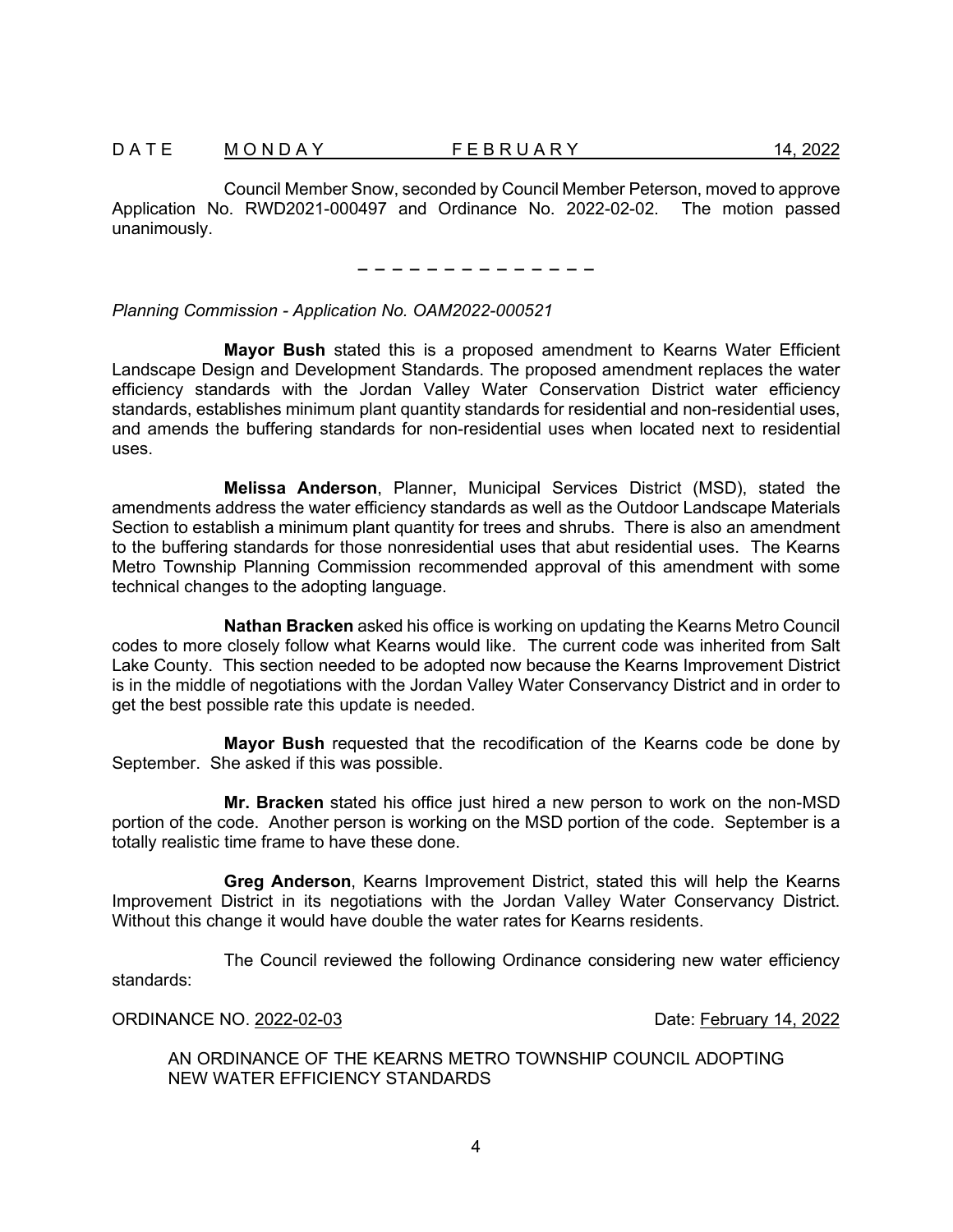Council Member Snow, seconded by Council Member Peterson, moved to approve Application No. RWD2021-000497 and Ordinance No. 2022-02-02. The motion passed unanimously.

– – – – – – – – – – – – – –

*Planning Commission - Application No. OAM2022-000521*

**Mayor Bush** stated this is a proposed amendment to Kearns Water Efficient Landscape Design and Development Standards. The proposed amendment replaces the water efficiency standards with the Jordan Valley Water Conservation District water efficiency standards, establishes minimum plant quantity standards for residential and non-residential uses, and amends the buffering standards for non-residential uses when located next to residential uses.

**Melissa Anderson**, Planner, Municipal Services District (MSD), stated the amendments address the water efficiency standards as well as the Outdoor Landscape Materials Section to establish a minimum plant quantity for trees and shrubs. There is also an amendment to the buffering standards for those nonresidential uses that abut residential uses. The Kearns Metro Township Planning Commission recommended approval of this amendment with some technical changes to the adopting language.

**Nathan Bracken** asked his office is working on updating the Kearns Metro Council codes to more closely follow what Kearns would like. The current code was inherited from Salt Lake County. This section needed to be adopted now because the Kearns Improvement District is in the middle of negotiations with the Jordan Valley Water Conservancy District and in order to get the best possible rate this update is needed.

**Mayor Bush** requested that the recodification of the Kearns code be done by September. She asked if this was possible.

**Mr. Bracken** stated his office just hired a new person to work on the non-MSD portion of the code. Another person is working on the MSD portion of the code. September is a totally realistic time frame to have these done.

**Greg Anderson**, Kearns Improvement District, stated this will help the Kearns Improvement District in its negotiations with the Jordan Valley Water Conservancy District. Without this change it would have double the water rates for Kearns residents.

The Council reviewed the following Ordinance considering new water efficiency standards:

ORDINANCE NO. 2022-02-03 Date: February 14, 2022

AN ORDINANCE OF THE KEARNS METRO TOWNSHIP COUNCIL ADOPTING NEW WATER EFFICIENCY STANDARDS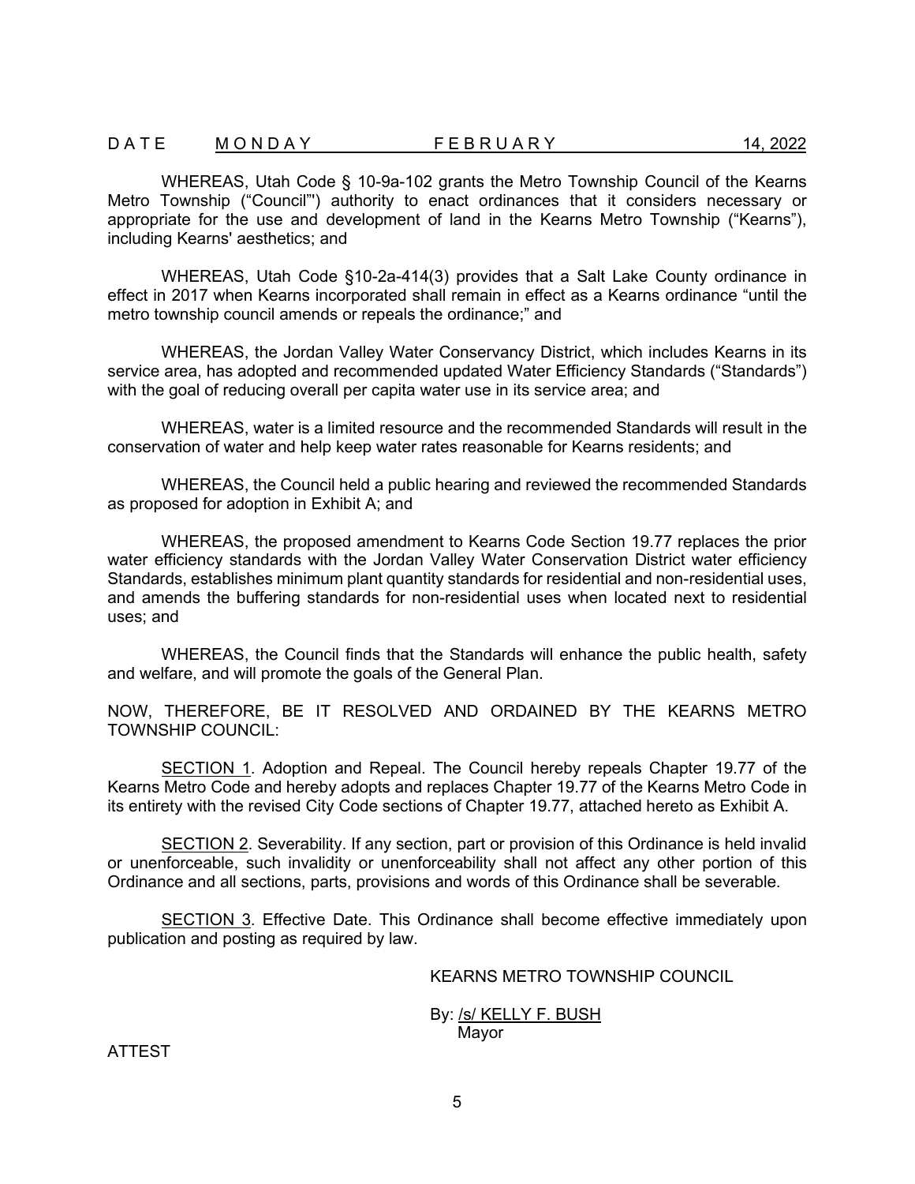DATE MONDAY FEBRUARY 14, 2022

WHEREAS, Utah Code § 10-9a-102 grants the Metro Township Council of the Kearns Metro Township ("Council"') authority to enact ordinances that it considers necessary or appropriate for the use and development of land in the Kearns Metro Township ("Kearns"), including Kearns' aesthetics; and

WHEREAS, Utah Code §10-2a-414(3) provides that a Salt Lake County ordinance in effect in 2017 when Kearns incorporated shall remain in effect as a Kearns ordinance "until the metro township council amends or repeals the ordinance;" and

WHEREAS, the Jordan Valley Water Conservancy District, which includes Kearns in its service area, has adopted and recommended updated Water Efficiency Standards ("Standards") with the goal of reducing overall per capita water use in its service area; and

WHEREAS, water is a limited resource and the recommended Standards will result in the conservation of water and help keep water rates reasonable for Kearns residents; and

WHEREAS, the Council held a public hearing and reviewed the recommended Standards as proposed for adoption in Exhibit A; and

WHEREAS, the proposed amendment to Kearns Code Section 19.77 replaces the prior water efficiency standards with the Jordan Valley Water Conservation District water efficiency Standards, establishes minimum plant quantity standards for residential and non-residential uses, and amends the buffering standards for non-residential uses when located next to residential uses; and

WHEREAS, the Council finds that the Standards will enhance the public health, safety and welfare, and will promote the goals of the General Plan.

NOW, THEREFORE, BE IT RESOLVED AND ORDAINED BY THE KEARNS METRO TOWNSHIP COUNCIL:

SECTION 1. Adoption and Repeal. The Council hereby repeals Chapter 19.77 of the Kearns Metro Code and hereby adopts and replaces Chapter 19.77 of the Kearns Metro Code in its entirety with the revised City Code sections of Chapter 19.77, attached hereto as Exhibit A.

SECTION 2. Severability. If any section, part or provision of this Ordinance is held invalid or unenforceable, such invalidity or unenforceability shall not affect any other portion of this Ordinance and all sections, parts, provisions and words of this Ordinance shall be severable.

SECTION 3. Effective Date. This Ordinance shall become effective immediately upon publication and posting as required by law.

KEARNS METRO TOWNSHIP COUNCIL

By: /s/ KELLY F. BUSH
Mayor

ATTEST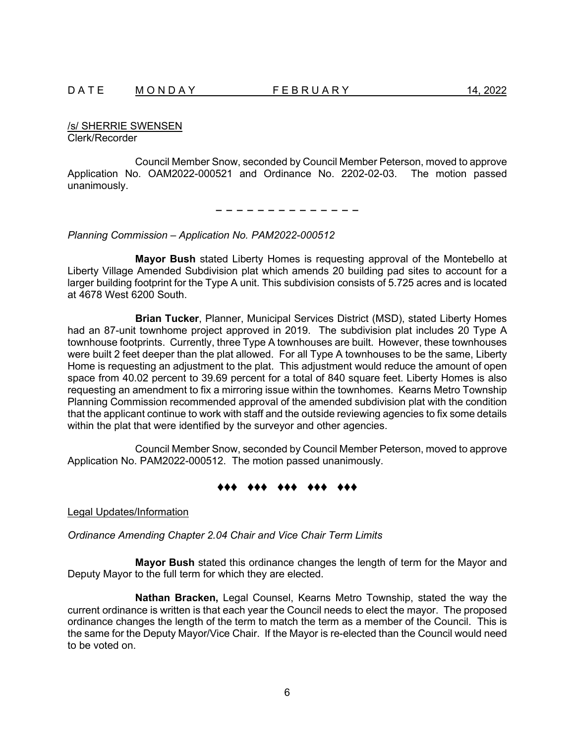/s/ SHERRIE SWENSEN
Clerk/Recorder

Council Member Snow, seconded by Council Member Peterson, moved to approve Application No. OAM2022-000521 and Ordinance No. 2202-02-03. The motion passed unanimously.

– – – – – – – – – – – – – –

*Planning Commission – Application No. PAM2022-000512*

**Mayor Bush** stated Liberty Homes is requesting approval of the Montebello at Liberty Village Amended Subdivision plat which amends 20 building pad sites to account for a larger building footprint for the Type A unit. This subdivision consists of 5.725 acres and is located at 4678 West 6200 South.

**Brian Tucker**, Planner, Municipal Services District (MSD), stated Liberty Homes had an 87-unit townhome project approved in 2019. The subdivision plat includes 20 Type A townhouse footprints. Currently, three Type A townhouses are built. However, these townhouses were built 2 feet deeper than the plat allowed. For all Type A townhouses to be the same, Liberty Home is requesting an adjustment to the plat. This adjustment would reduce the amount of open space from 40.02 percent to 39.69 percent for a total of 840 square feet. Liberty Homes is also requesting an amendment to fix a mirroring issue within the townhomes. Kearns Metro Township Planning Commission recommended approval of the amended subdivision plat with the condition that the applicant continue to work with staff and the outside reviewing agencies to fix some details within the plat that were identified by the surveyor and other agencies.

Council Member Snow, seconded by Council Member Peterson, moved to approve Application No. PAM2022-000512. The motion passed unanimously.

♦♦♦ ♦♦♦ ♦♦♦ ♦♦♦ ♦♦♦

Legal Updates/Information

*Ordinance Amending Chapter 2.04 Chair and Vice Chair Term Limits*

**Mayor Bush** stated this ordinance changes the length of term for the Mayor and Deputy Mayor to the full term for which they are elected.

**Nathan Bracken,** Legal Counsel, Kearns Metro Township, stated the way the current ordinance is written is that each year the Council needs to elect the mayor. The proposed ordinance changes the length of the term to match the term as a member of the Council. This is the same for the Deputy Mayor/Vice Chair. If the Mayor is re-elected than the Council would need to be voted on.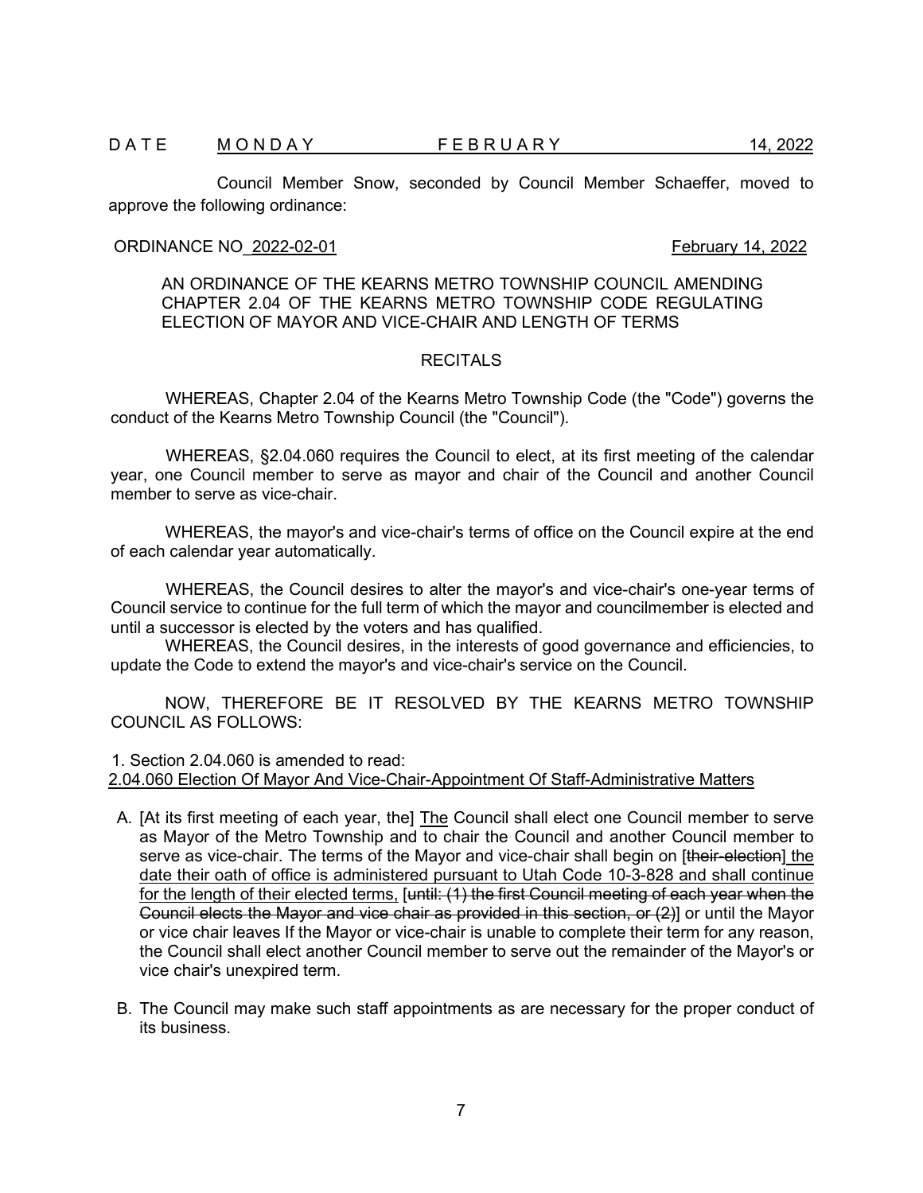DATE MONDAY FEBRUARY 14, 2022

Council Member Snow, seconded by Council Member Schaeffer, moved to approve the following ordinance:

ORDINANCE NO 2022-02-01 February 14, 2022

AN ORDINANCE OF THE KEARNS METRO TOWNSHIP COUNCIL AMENDING CHAPTER 2.04 OF THE KEARNS METRO TOWNSHIP CODE REGULATING ELECTION OF MAYOR AND VICE-CHAIR AND LENGTH OF TERMS

RECITALS

WHEREAS, Chapter 2.04 of the Kearns Metro Township Code (the "Code") governs the conduct of the Kearns Metro Township Council (the "Council").

WHEREAS, §2.04.060 requires the Council to elect, at its first meeting of the calendar year, one Council member to serve as mayor and chair of the Council and another Council member to serve as vice-chair.

WHEREAS, the mayor's and vice-chair's terms of office on the Council expire at the end of each calendar year automatically.

WHEREAS, the Council desires to alter the mayor's and vice-chair's one-year terms of Council service to continue for the full term of which the mayor and councilmember is elected and until a successor is elected by the voters and has qualified.

WHEREAS, the Council desires, in the interests of good governance and efficiencies, to update the Code to extend the mayor's and vice-chair's service on the Council.

NOW, THEREFORE BE IT RESOLVED BY THE KEARNS METRO TOWNSHIP COUNCIL AS FOLLOWS:

1. Section 2.04.060 is amended to read:

2.04.060 Election Of Mayor And Vice-Chair-Appointment Of Staff-Administrative Matters

A. [At its first meeting of each year, the] The Council shall elect one Council member to serve as Mayor of the Metro Township and to chair the Council and another Council member to serve as vice-chair. The terms of the Mayor and vice-chair shall begin on [~~their election~~] the date their oath of office is administered pursuant to Utah Code 10-3-828 and shall continue for the length of their elected terms, [~~until: (1) the first Council meeting of each year when the Council elects the Mayor and vice chair as provided in this section, or (2)~~] or until the Mayor or vice chair leaves If the Mayor or vice-chair is unable to complete their term for any reason, the Council shall elect another Council member to serve out the remainder of the Mayor's or vice chair's unexpired term.

B. The Council may make such staff appointments as are necessary for the proper conduct of its business.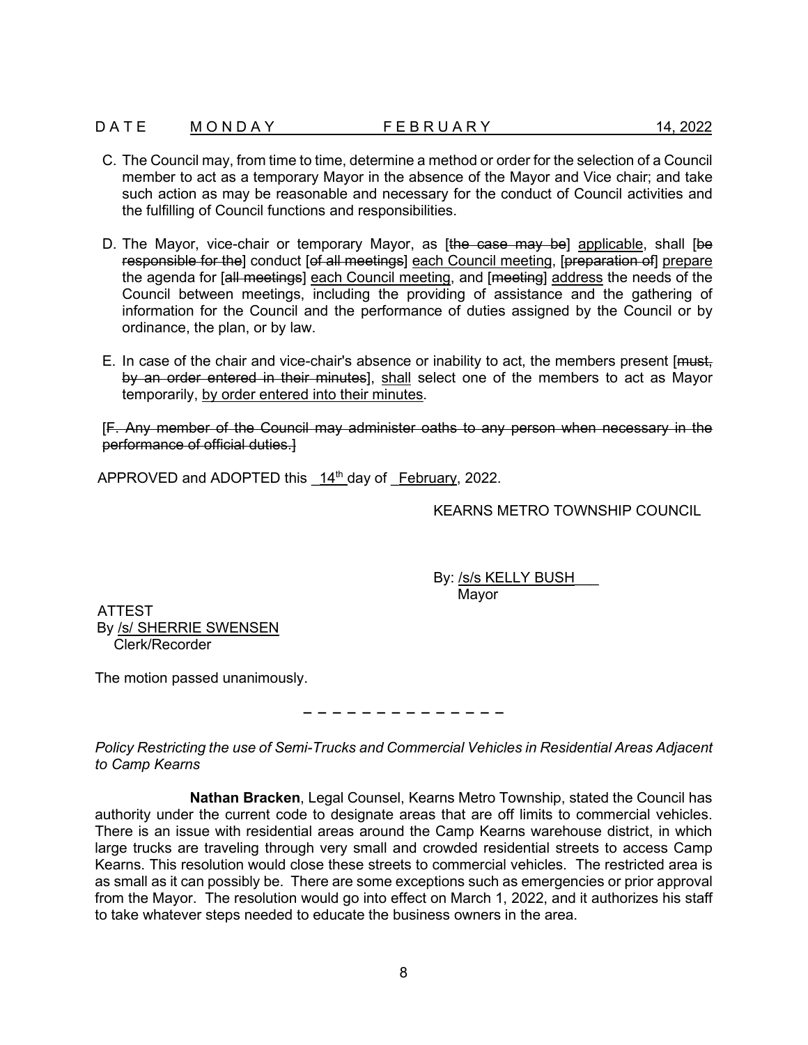C. The Council may, from time to time, determine a method or order for the selection of a Council member to act as a temporary Mayor in the absence of the Mayor and Vice chair; and take such action as may be reasonable and necessary for the conduct of Council activities and the fulfilling of Council functions and responsibilities.

D. The Mayor, vice-chair or temporary Mayor, as [~~the case may be~~] applicable, shall [~~be responsible for the~~] conduct [~~of all meetings~~] each Council meeting, [~~preparation of~~] prepare the agenda for [~~all meetings~~] each Council meeting, and [~~meeting~~] address the needs of the Council between meetings, including the providing of assistance and the gathering of information for the Council and the performance of duties assigned by the Council or by ordinance, the plan, or by law.

E. In case of the chair and vice-chair's absence or inability to act, the members present [~~must, by an order entered in their minutes~~], shall select one of the members to act as Mayor temporarily, by order entered into their minutes.

[~~F. Any member of the Council may administer oaths to any person when necessary in the performance of official duties.~~]

APPROVED and ADOPTED this 14th day of February, 2022.

KEARNS METRO TOWNSHIP COUNCIL

By: /s/s KELLY BUSH
Mayor

ATTEST
By /s/ SHERRIE SWENSEN
Clerk/Recorder

The motion passed unanimously.

– – – – – – – – – – – – – –

*Policy Restricting the use of Semi-Trucks and Commercial Vehicles in Residential Areas Adjacent to Camp Kearns*

**Nathan Bracken**, Legal Counsel, Kearns Metro Township, stated the Council has authority under the current code to designate areas that are off limits to commercial vehicles. There is an issue with residential areas around the Camp Kearns warehouse district, in which large trucks are traveling through very small and crowded residential streets to access Camp Kearns. This resolution would close these streets to commercial vehicles. The restricted area is as small as it can possibly be. There are some exceptions such as emergencies or prior approval from the Mayor. The resolution would go into effect on March 1, 2022, and it authorizes his staff to take whatever steps needed to educate the business owners in the area.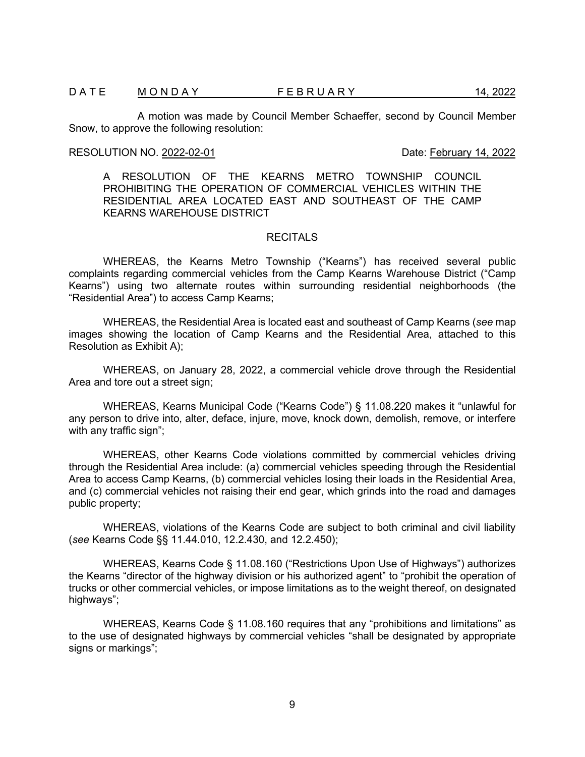DATE MONDAY FEBRUARY 14, 2022

A motion was made by Council Member Schaeffer, second by Council Member Snow, to approve the following resolution:

RESOLUTION NO. 2022-02-01 Date: February 14, 2022

A RESOLUTION OF THE KEARNS METRO TOWNSHIP COUNCIL PROHIBITING THE OPERATION OF COMMERCIAL VEHICLES WITHIN THE RESIDENTIAL AREA LOCATED EAST AND SOUTHEAST OF THE CAMP KEARNS WAREHOUSE DISTRICT

## RECITALS

WHEREAS, the Kearns Metro Township ("Kearns") has received several public complaints regarding commercial vehicles from the Camp Kearns Warehouse District ("Camp Kearns") using two alternate routes within surrounding residential neighborhoods (the "Residential Area") to access Camp Kearns;

WHEREAS, the Residential Area is located east and southeast of Camp Kearns (*see* map images showing the location of Camp Kearns and the Residential Area, attached to this Resolution as Exhibit A);

WHEREAS, on January 28, 2022, a commercial vehicle drove through the Residential Area and tore out a street sign;

WHEREAS, Kearns Municipal Code ("Kearns Code") § 11.08.220 makes it "unlawful for any person to drive into, alter, deface, injure, move, knock down, demolish, remove, or interfere with any traffic sign";

WHEREAS, other Kearns Code violations committed by commercial vehicles driving through the Residential Area include: (a) commercial vehicles speeding through the Residential Area to access Camp Kearns, (b) commercial vehicles losing their loads in the Residential Area, and (c) commercial vehicles not raising their end gear, which grinds into the road and damages public property;

WHEREAS, violations of the Kearns Code are subject to both criminal and civil liability (*see* Kearns Code §§ 11.44.010, 12.2.430, and 12.2.450);

WHEREAS, Kearns Code § 11.08.160 ("Restrictions Upon Use of Highways") authorizes the Kearns "director of the highway division or his authorized agent" to "prohibit the operation of trucks or other commercial vehicles, or impose limitations as to the weight thereof, on designated highways";

WHEREAS, Kearns Code § 11.08.160 requires that any "prohibitions and limitations" as to the use of designated highways by commercial vehicles "shall be designated by appropriate signs or markings";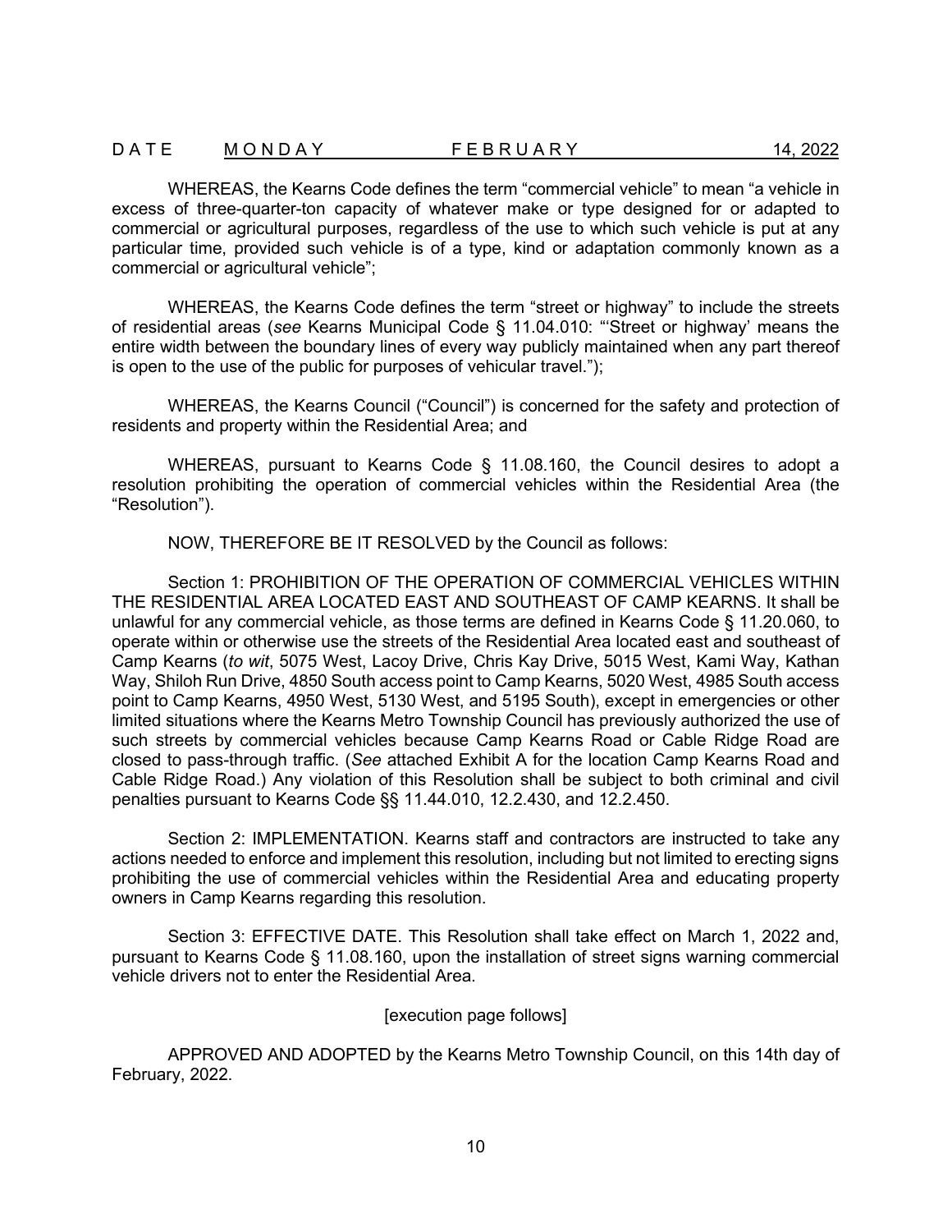WHEREAS, the Kearns Code defines the term “commercial vehicle” to mean “a vehicle in excess of three-quarter-ton capacity of whatever make or type designed for or adapted to commercial or agricultural purposes, regardless of the use to which such vehicle is put at any particular time, provided such vehicle is of a type, kind or adaptation commonly known as a commercial or agricultural vehicle”;

WHEREAS, the Kearns Code defines the term “street or highway” to include the streets of residential areas (*see* Kearns Municipal Code § 11.04.010: “‘Street or highway’ means the entire width between the boundary lines of every way publicly maintained when any part thereof is open to the use of the public for purposes of vehicular travel.”);

WHEREAS, the Kearns Council (“Council”) is concerned for the safety and protection of residents and property within the Residential Area; and

WHEREAS, pursuant to Kearns Code § 11.08.160, the Council desires to adopt a resolution prohibiting the operation of commercial vehicles within the Residential Area (the “Resolution”).

NOW, THEREFORE BE IT RESOLVED by the Council as follows:

Section 1: PROHIBITION OF THE OPERATION OF COMMERCIAL VEHICLES WITHIN THE RESIDENTIAL AREA LOCATED EAST AND SOUTHEAST OF CAMP KEARNS. It shall be unlawful for any commercial vehicle, as those terms are defined in Kearns Code § 11.20.060, to operate within or otherwise use the streets of the Residential Area located east and southeast of Camp Kearns (*to wit*, 5075 West, Lacoy Drive, Chris Kay Drive, 5015 West, Kami Way, Kathan Way, Shiloh Run Drive, 4850 South access point to Camp Kearns, 5020 West, 4985 South access point to Camp Kearns, 4950 West, 5130 West, and 5195 South), except in emergencies or other limited situations where the Kearns Metro Township Council has previously authorized the use of such streets by commercial vehicles because Camp Kearns Road or Cable Ridge Road are closed to pass-through traffic. (*See* attached Exhibit A for the location Camp Kearns Road and Cable Ridge Road.) Any violation of this Resolution shall be subject to both criminal and civil penalties pursuant to Kearns Code §§ 11.44.010, 12.2.430, and 12.2.450.

Section 2: IMPLEMENTATION. Kearns staff and contractors are instructed to take any actions needed to enforce and implement this resolution, including but not limited to erecting signs prohibiting the use of commercial vehicles within the Residential Area and educating property owners in Camp Kearns regarding this resolution.

Section 3: EFFECTIVE DATE. This Resolution shall take effect on March 1, 2022 and, pursuant to Kearns Code § 11.08.160, upon the installation of street signs warning commercial vehicle drivers not to enter the Residential Area.

[execution page follows]

APPROVED AND ADOPTED by the Kearns Metro Township Council, on this 14th day of February, 2022.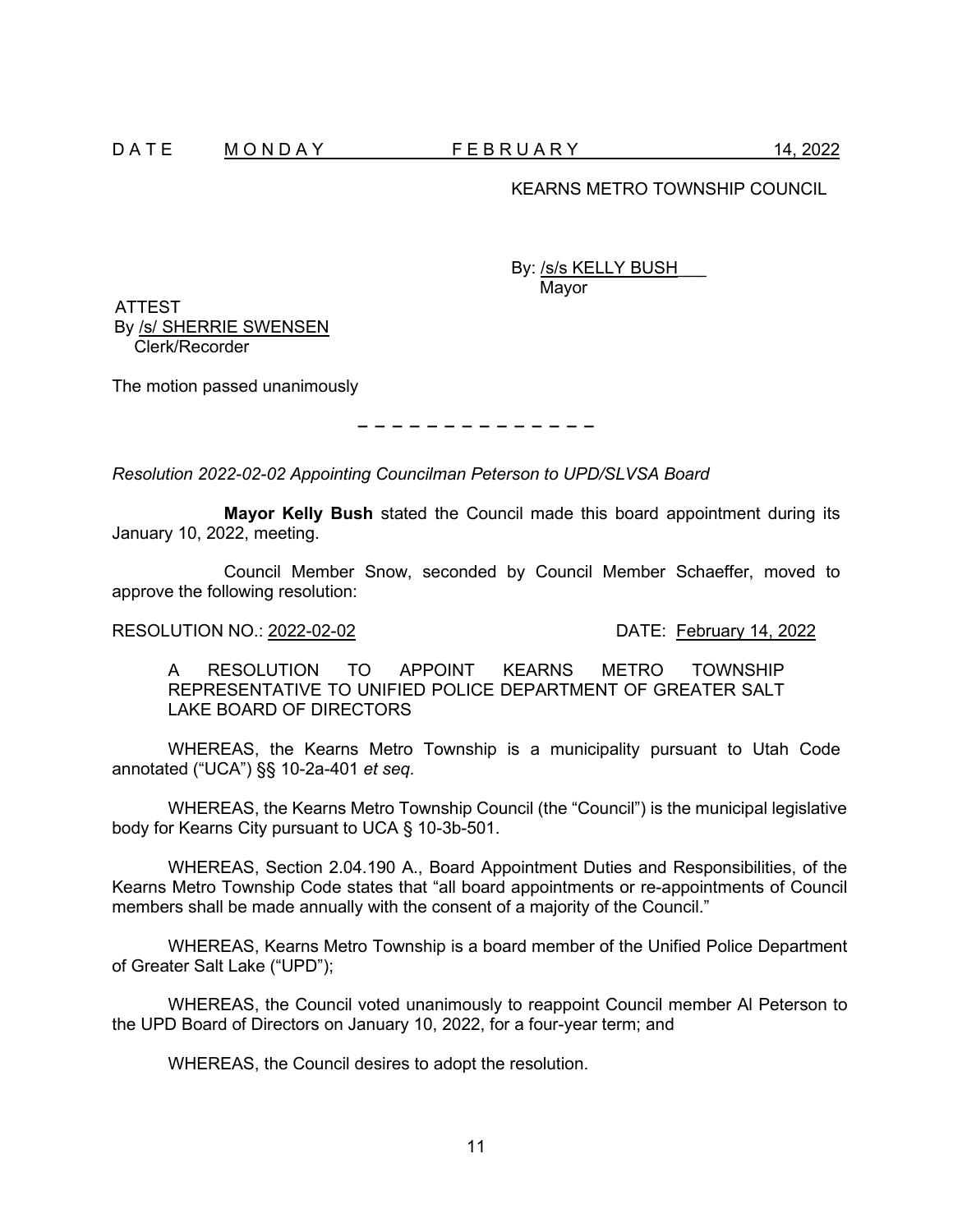D A T E M O N D A Y F E B R U A R Y 14, 2022

KEARNS METRO TOWNSHIP COUNCIL

By: /s/s KELLY BUSH
Mayor

ATTEST
By /s/ SHERRIE SWENSEN
Clerk/Recorder

The motion passed unanimously

– – – – – – – – – – – – – –

*Resolution 2022-02-02 Appointing Councilman Peterson to UPD/SLVSA Board*

**Mayor Kelly Bush** stated the Council made this board appointment during its January 10, 2022, meeting.

Council Member Snow, seconded by Council Member Schaeffer, moved to approve the following resolution:

RESOLUTION NO.: 2022-02-02 DATE: February 14, 2022

A RESOLUTION TO APPOINT KEARNS METRO TOWNSHIP REPRESENTATIVE TO UNIFIED POLICE DEPARTMENT OF GREATER SALT LAKE BOARD OF DIRECTORS

WHEREAS, the Kearns Metro Township is a municipality pursuant to Utah Code annotated ("UCA") §§ 10-2a-401 *et seq.*

WHEREAS, the Kearns Metro Township Council (the "Council") is the municipal legislative body for Kearns City pursuant to UCA § 10-3b-501.

WHEREAS, Section 2.04.190 A., Board Appointment Duties and Responsibilities, of the Kearns Metro Township Code states that "all board appointments or re-appointments of Council members shall be made annually with the consent of a majority of the Council."

WHEREAS, Kearns Metro Township is a board member of the Unified Police Department of Greater Salt Lake ("UPD");

WHEREAS, the Council voted unanimously to reappoint Council member Al Peterson to the UPD Board of Directors on January 10, 2022, for a four-year term; and

WHEREAS, the Council desires to adopt the resolution.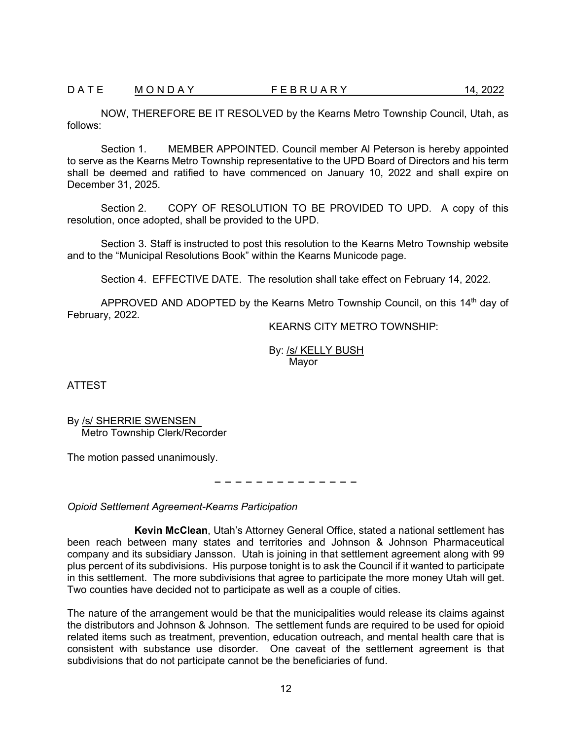NOW, THEREFORE BE IT RESOLVED by the Kearns Metro Township Council, Utah, as follows:

Section 1. MEMBER APPOINTED. Council member Al Peterson is hereby appointed to serve as the Kearns Metro Township representative to the UPD Board of Directors and his term shall be deemed and ratified to have commenced on January 10, 2022 and shall expire on December 31, 2025.

Section 2. COPY OF RESOLUTION TO BE PROVIDED TO UPD. A copy of this resolution, once adopted, shall be provided to the UPD.

Section 3. Staff is instructed to post this resolution to the Kearns Metro Township website and to the "Municipal Resolutions Book" within the Kearns Municode page.

Section 4. EFFECTIVE DATE. The resolution shall take effect on February 14, 2022.

APPROVED AND ADOPTED by the Kearns Metro Township Council, on this 14th day of February, 2022.

KEARNS CITY METRO TOWNSHIP:

By: /s/ KELLY BUSH
Mayor

ATTEST

By /s/ SHERRIE SWENSEN
Metro Township Clerk/Recorder

The motion passed unanimously.

– – – – – – – – – – – – – –

*Opioid Settlement Agreement-Kearns Participation*

**Kevin McClean**, Utah's Attorney General Office, stated a national settlement has been reach between many states and territories and Johnson & Johnson Pharmaceutical company and its subsidiary Jansson. Utah is joining in that settlement agreement along with 99 plus percent of its subdivisions. His purpose tonight is to ask the Council if it wanted to participate in this settlement. The more subdivisions that agree to participate the more money Utah will get. Two counties have decided not to participate as well as a couple of cities.

The nature of the arrangement would be that the municipalities would release its claims against the distributors and Johnson & Johnson. The settlement funds are required to be used for opioid related items such as treatment, prevention, education outreach, and mental health care that is consistent with substance use disorder. One caveat of the settlement agreement is that subdivisions that do not participate cannot be the beneficiaries of fund.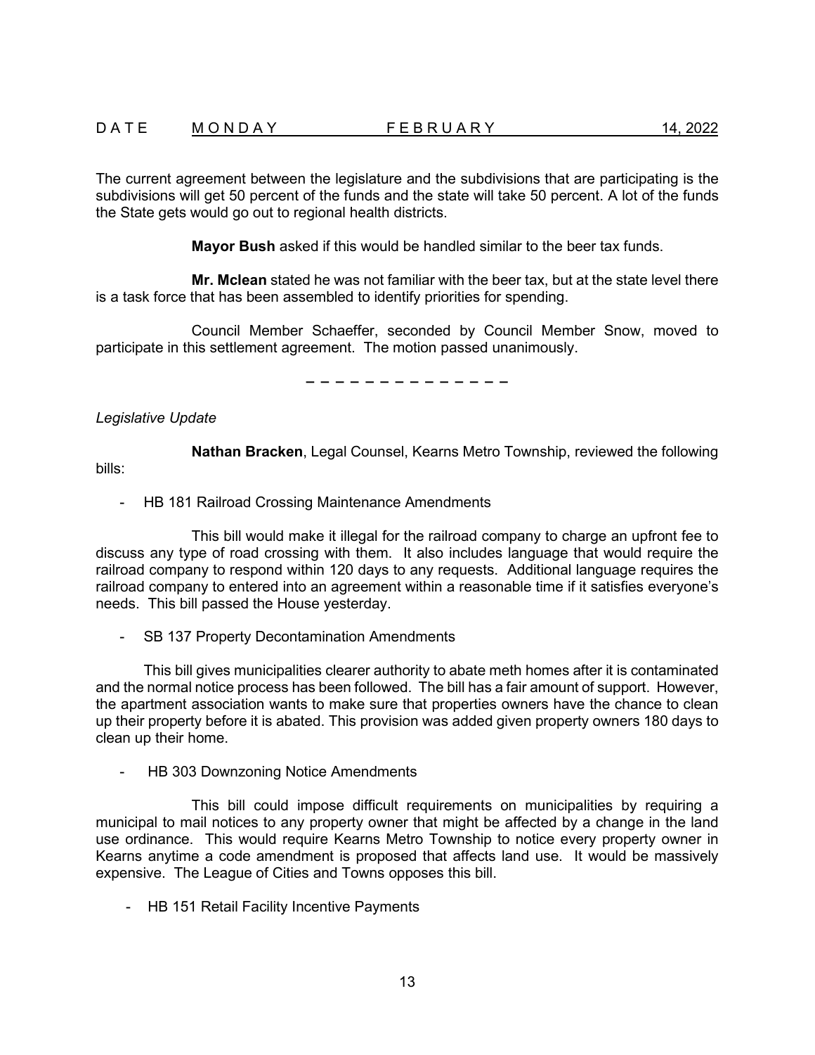The current agreement between the legislature and the subdivisions that are participating is the subdivisions will get 50 percent of the funds and the state will take 50 percent. A lot of the funds the State gets would go out to regional health districts.

**Mayor Bush** asked if this would be handled similar to the beer tax funds.

**Mr. Mclean** stated he was not familiar with the beer tax, but at the state level there is a task force that has been assembled to identify priorities for spending.

Council Member Schaeffer, seconded by Council Member Snow, moved to participate in this settlement agreement. The motion passed unanimously.

– – – – – – – – – – – – – –

*Legislative Update*

**Nathan Bracken**, Legal Counsel, Kearns Metro Township, reviewed the following bills:

- HB 181 Railroad Crossing Maintenance Amendments

This bill would make it illegal for the railroad company to charge an upfront fee to discuss any type of road crossing with them. It also includes language that would require the railroad company to respond within 120 days to any requests. Additional language requires the railroad company to entered into an agreement within a reasonable time if it satisfies everyone's needs. This bill passed the House yesterday.

- SB 137 Property Decontamination Amendments

This bill gives municipalities clearer authority to abate meth homes after it is contaminated and the normal notice process has been followed. The bill has a fair amount of support. However, the apartment association wants to make sure that properties owners have the chance to clean up their property before it is abated. This provision was added given property owners 180 days to clean up their home.

- HB 303 Downzoning Notice Amendments

This bill could impose difficult requirements on municipalities by requiring a municipal to mail notices to any property owner that might be affected by a change in the land use ordinance. This would require Kearns Metro Township to notice every property owner in Kearns anytime a code amendment is proposed that affects land use. It would be massively expensive. The League of Cities and Towns opposes this bill.

- HB 151 Retail Facility Incentive Payments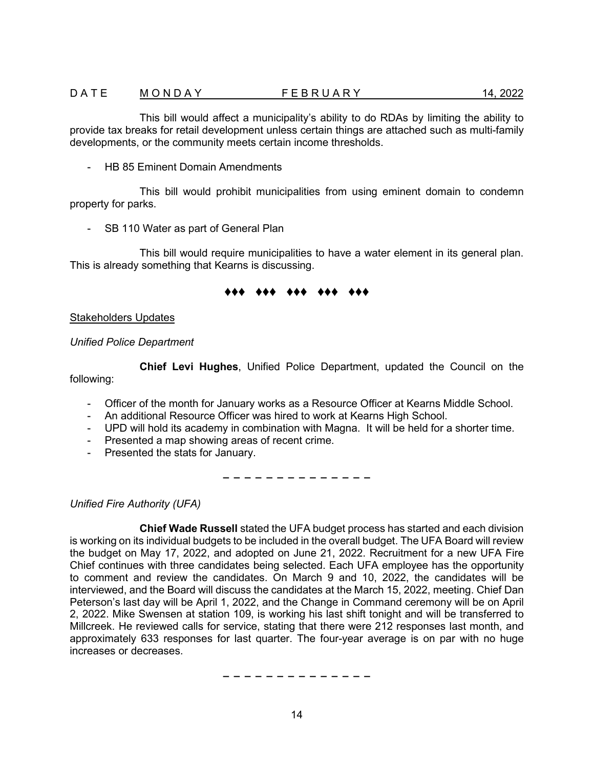This bill would affect a municipality's ability to do RDAs by limiting the ability to provide tax breaks for retail development unless certain things are attached such as multi-family developments, or the community meets certain income thresholds.

- HB 85 Eminent Domain Amendments

This bill would prohibit municipalities from using eminent domain to condemn property for parks.

- SB 110 Water as part of General Plan

This bill would require municipalities to have a water element in its general plan. This is already something that Kearns is discussing.

♦♦♦ ♦♦♦ ♦♦♦ ♦♦♦ ♦♦♦

Stakeholders Updates

*Unified Police Department*

**Chief Levi Hughes**, Unified Police Department, updated the Council on the following:

- Officer of the month for January works as a Resource Officer at Kearns Middle School.
- An additional Resource Officer was hired to work at Kearns High School.
- UPD will hold its academy in combination with Magna. It will be held for a shorter time.
- Presented a map showing areas of recent crime.
- Presented the stats for January.

– – – – – – – – – – – – – –

*Unified Fire Authority (UFA)*

**Chief Wade Russell** stated the UFA budget process has started and each division is working on its individual budgets to be included in the overall budget. The UFA Board will review the budget on May 17, 2022, and adopted on June 21, 2022. Recruitment for a new UFA Fire Chief continues with three candidates being selected. Each UFA employee has the opportunity to comment and review the candidates. On March 9 and 10, 2022, the candidates will be interviewed, and the Board will discuss the candidates at the March 15, 2022, meeting. Chief Dan Peterson's last day will be April 1, 2022, and the Change in Command ceremony will be on April 2, 2022. Mike Swensen at station 109, is working his last shift tonight and will be transferred to Millcreek. He reviewed calls for service, stating that there were 212 responses last month, and approximately 633 responses for last quarter. The four-year average is on par with no huge increases or decreases.

– – – – – – – – – – – – – –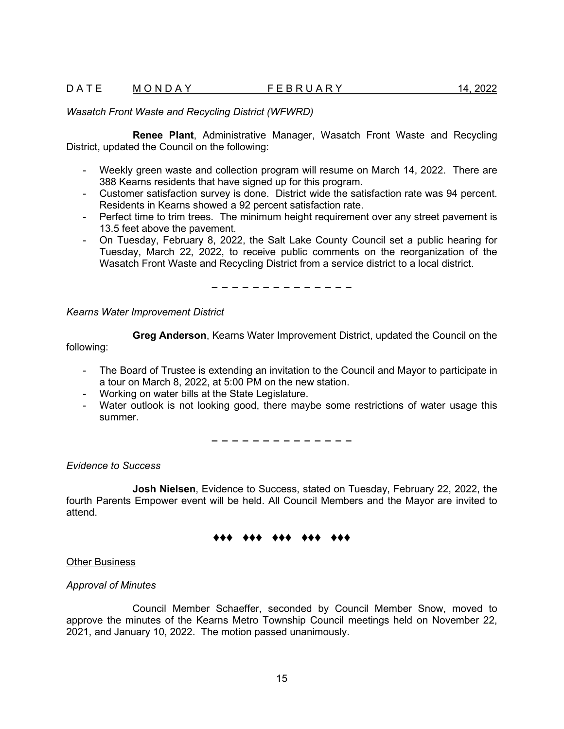*Wasatch Front Waste and Recycling District (WFWRD)*

**Renee Plant**, Administrative Manager, Wasatch Front Waste and Recycling District, updated the Council on the following:

- Weekly green waste and collection program will resume on March 14, 2022. There are 388 Kearns residents that have signed up for this program.
- Customer satisfaction survey is done. District wide the satisfaction rate was 94 percent. Residents in Kearns showed a 92 percent satisfaction rate.
- Perfect time to trim trees. The minimum height requirement over any street pavement is 13.5 feet above the pavement.
- On Tuesday, February 8, 2022, the Salt Lake County Council set a public hearing for Tuesday, March 22, 2022, to receive public comments on the reorganization of the Wasatch Front Waste and Recycling District from a service district to a local district.

– – – – – – – – – – – – – –

*Kearns Water Improvement District*

**Greg Anderson**, Kearns Water Improvement District, updated the Council on the following:

- The Board of Trustee is extending an invitation to the Council and Mayor to participate in a tour on March 8, 2022, at 5:00 PM on the new station.
- Working on water bills at the State Legislature.
- Water outlook is not looking good, there maybe some restrictions of water usage this summer.

– – – – – – – – – – – – – –

*Evidence to Success*

**Josh Nielsen**, Evidence to Success, stated on Tuesday, February 22, 2022, the fourth Parents Empower event will be held. All Council Members and the Mayor are invited to attend.

♦♦♦ ♦♦♦ ♦♦♦ ♦♦♦ ♦♦♦

<u>Other Business</u>

*Approval of Minutes*

Council Member Schaeffer, seconded by Council Member Snow, moved to approve the minutes of the Kearns Metro Township Council meetings held on November 22, 2021, and January 10, 2022. The motion passed unanimously.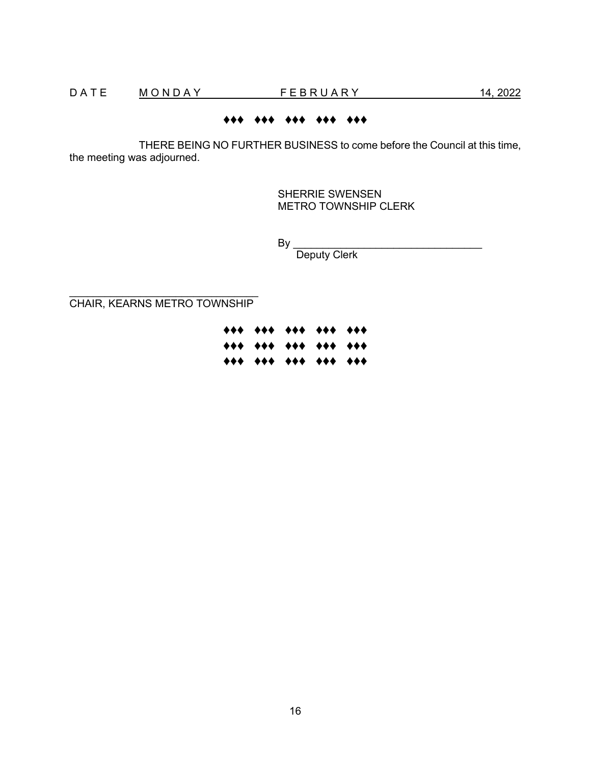DATE MONDAY FEBRUARY 14, 2022

♦♦♦ ♦♦♦ ♦♦♦ ♦♦♦ ♦♦♦

THERE BEING NO FURTHER BUSINESS to come before the Council at this time, the meeting was adjourned.

SHERRIE SWENSEN
METRO TOWNSHIP CLERK

By ________________________________
Deputy Clerk

________________________________
CHAIR, KEARNS METRO TOWNSHIP

♦♦♦ ♦♦♦ ♦♦♦ ♦♦♦ ♦♦♦
♦♦♦ ♦♦♦ ♦♦♦ ♦♦♦ ♦♦♦
♦♦♦ ♦♦♦ ♦♦♦ ♦♦♦ ♦♦♦